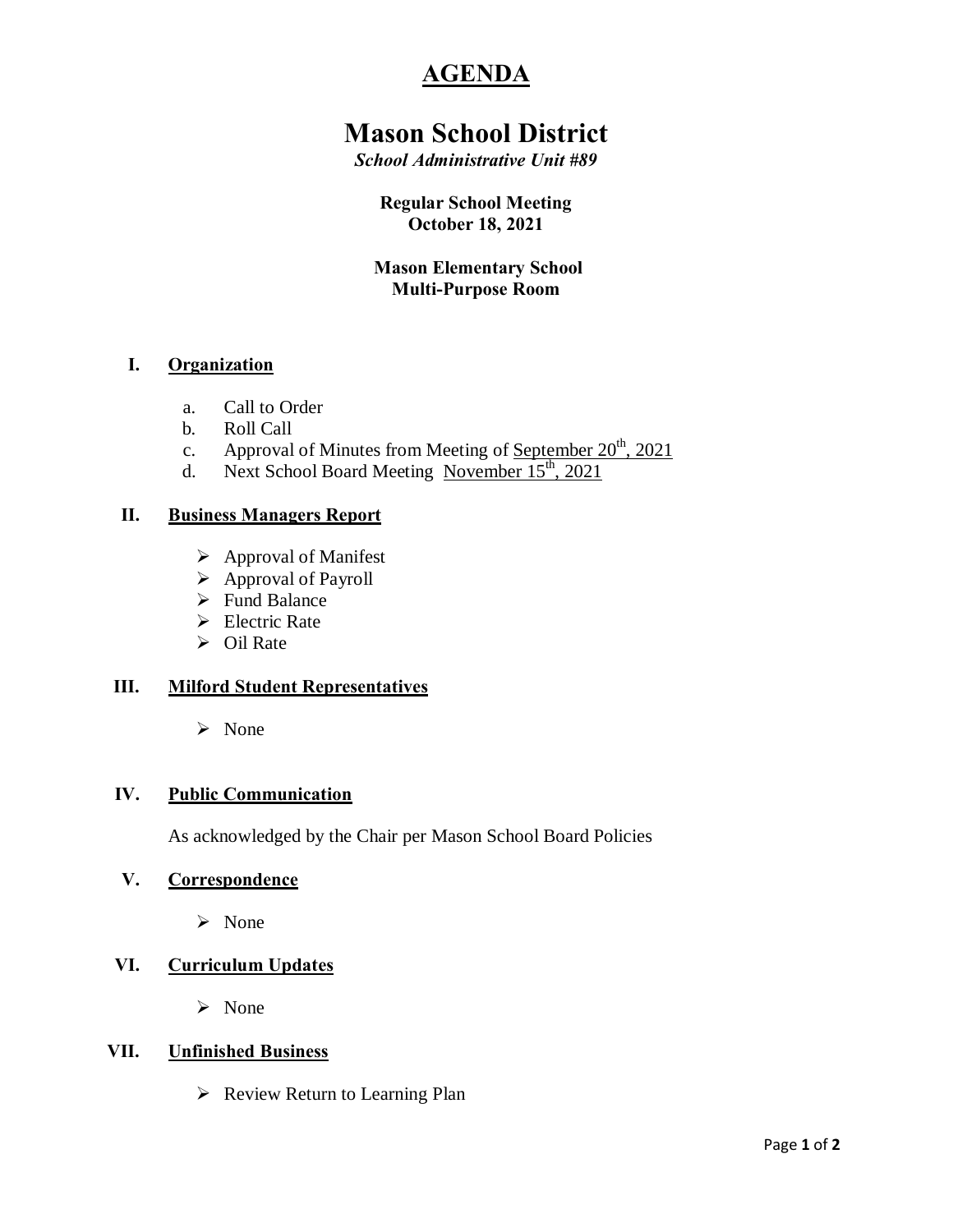# AGENDA

# Mason School District

***School Administrative Unit #89***

**Regular School Meeting**
**October 18, 2021**

**Mason Elementary School**
**Multi-Purpose Room**

## I. Organization

a. Call to Order
b. Roll Call
c. Approval of Minutes from Meeting of September 20th, 2021
d. Next School Board Meeting November 15th, 2021

## II. Business Managers Report

- Approval of Manifest
- Approval of Payroll
- Fund Balance
- Electric Rate
- Oil Rate

## III. Milford Student Representatives

- None

## IV. Public Communication

As acknowledged by the Chair per Mason School Board Policies

## V. Correspondence

- None

## VI. Curriculum Updates

- None

## VII. Unfinished Business

- Review Return to Learning Plan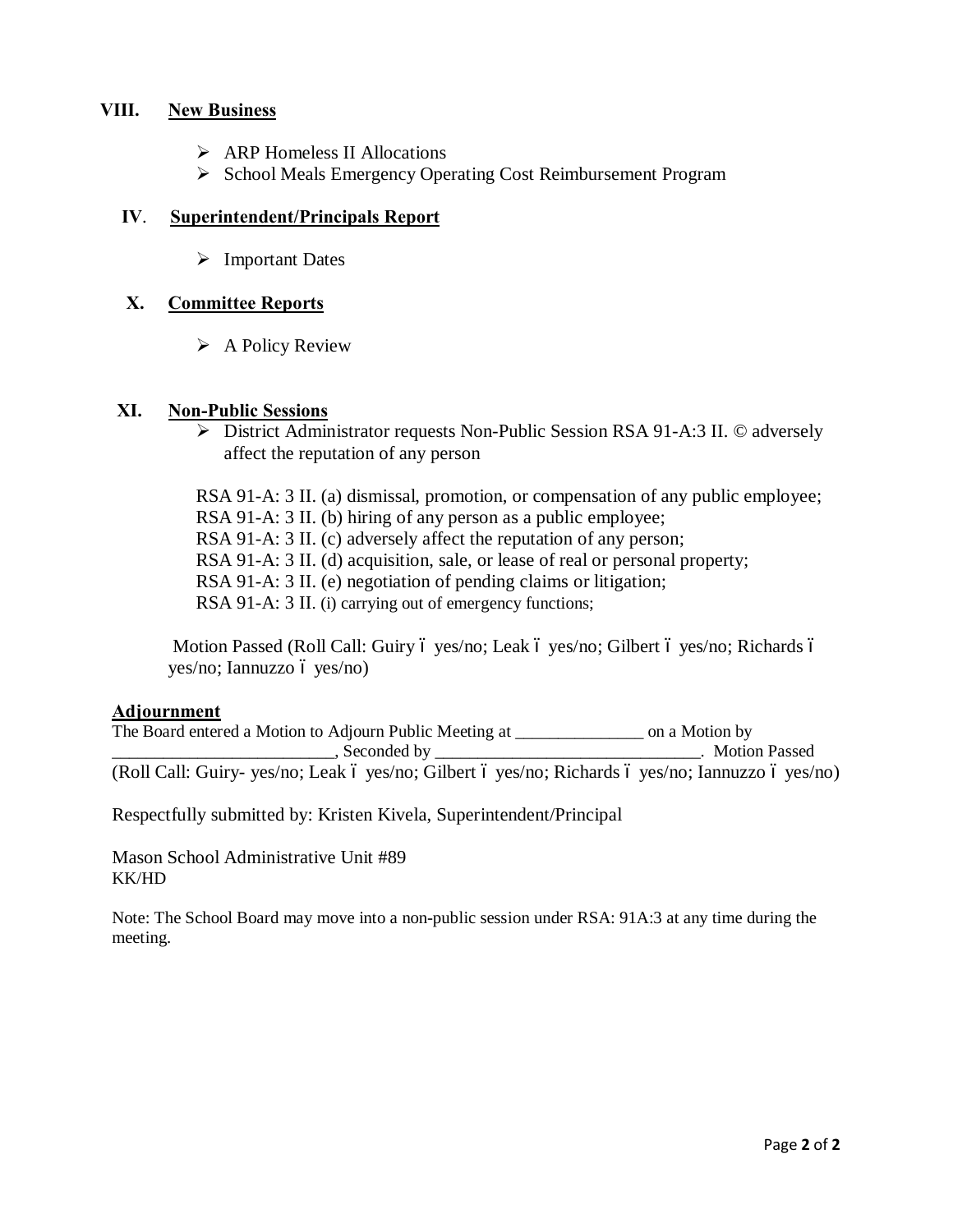## VIII. New Business

- ARP Homeless II Allocations
- School Meals Emergency Operating Cost Reimbursement Program

## IV. Superintendent/Principals Report

- Important Dates

## X. Committee Reports

- A Policy Review

## XI. Non-Public Sessions

- District Administrator requests Non-Public Session RSA 91-A:3 II. © adversely affect the reputation of any person

RSA 91-A: 3 II. (a) dismissal, promotion, or compensation of any public employee;
RSA 91-A: 3 II. (b) hiring of any person as a public employee;
RSA 91-A: 3 II. (c) adversely affect the reputation of any person;
RSA 91-A: 3 II. (d) acquisition, sale, or lease of real or personal property;
RSA 91-A: 3 II. (e) negotiation of pending claims or litigation;
RSA 91-A: 3 II. (i) carrying out of emergency functions;

Motion Passed (Roll Call: Guiry ó yes/no; Leak ó yes/no; Gilbert ó yes/no; Richards ó yes/no; Iannuzzo ó yes/no)

**Adjournment**

The Board entered a Motion to Adjourn Public Meeting at _______________ on a Motion by __________________________, Seconded by _______________________________. Motion Passed (Roll Call: Guiry- yes/no; Leak ó yes/no; Gilbert ó yes/no; Richards ó yes/no; Iannuzzo ó yes/no)

Respectfully submitted by: Kristen Kivela, Superintendent/Principal

Mason School Administrative Unit #89
KK/HD

Note: The School Board may move into a non-public session under RSA: 91A:3 at any time during the meeting.